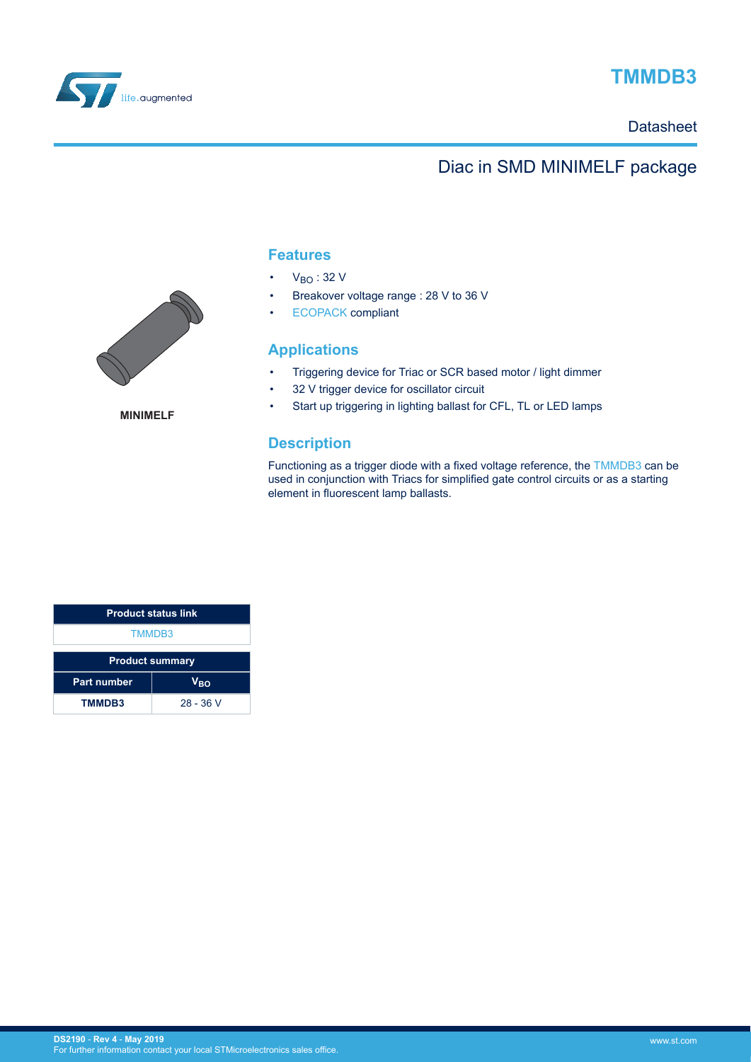# TMMDB3

Datasheet

## Diac in SMD MINIMELF package

MINIMELF

## Features

- $V_{BO}$ : 32 V
- Breakover voltage range : 28 V to 36 V
- ECOPACK compliant

## Applications

- Triggering device for Triac or SCR based motor / light dimmer
- 32 V trigger device for oscillator circuit
- Start up triggering in lighting ballast for CFL, TL or LED lamps

## Description

Functioning as a trigger diode with a fixed voltage reference, the TMMDB3 can be used in conjunction with Triacs for simplified gate control circuits or as a starting element in fluorescent lamp ballasts.

| Product status link |
| --- |
| TMMDB3 |

| Product summary | |
| --- | --- |
| Part number | $V_{BO}$ |
| TMMDB3 | 28 - 36 V |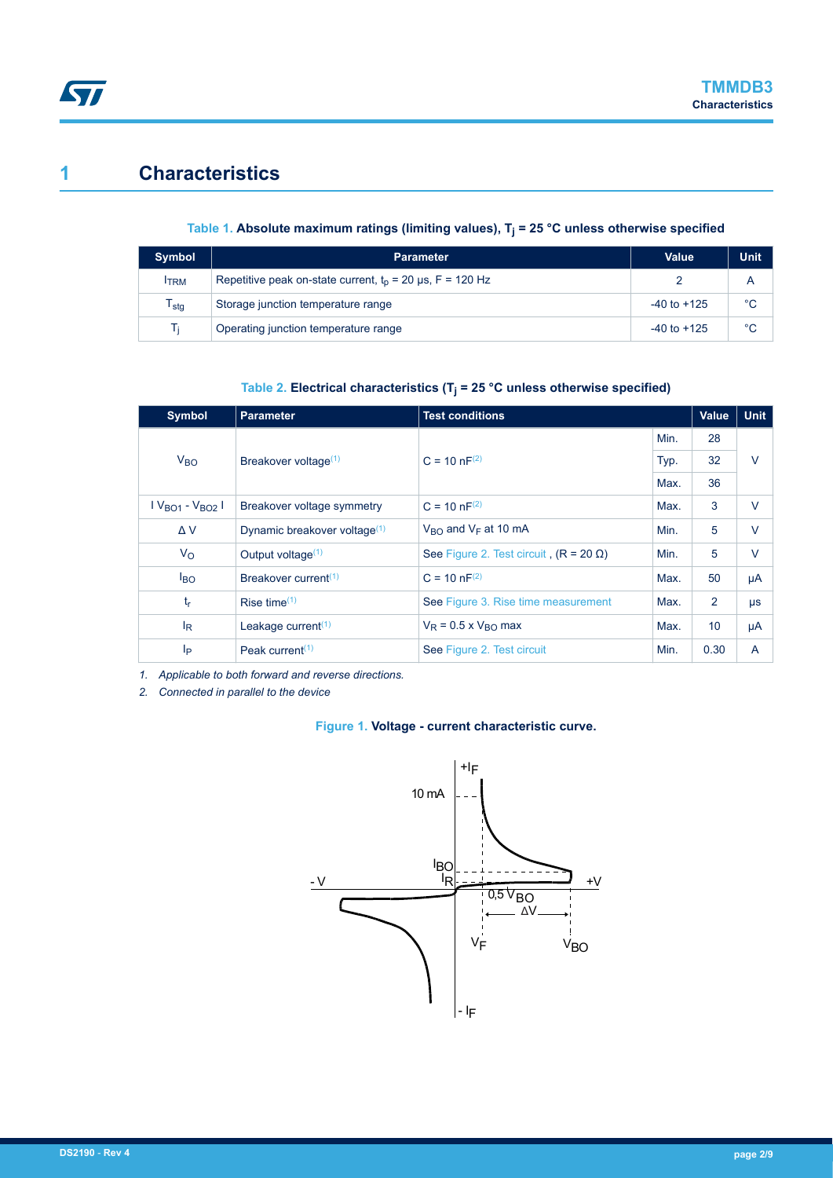# 1 Characteristics

**Table 1. Absolute maximum ratings (limiting values), $T_j$ = 25 °C unless otherwise specified**

| Symbol | Parameter | Value | Unit |
|---|---|---|---|
| $I_{TRM}$ | Repetitive peak on-state current, $t_p$ = 20 µs, F = 120 Hz | 2 | A |
| $T_{stg}$ | Storage junction temperature range | -40 to +125 | °C |
| $T_j$ | Operating junction temperature range | -40 to +125 | °C |

**Table 2. Electrical characteristics ($T_j$ = 25 °C unless otherwise specified)**

| Symbol | Parameter | Test conditions | | Value | Unit |
|---|---|---|---|---|---|
| $V_{BO}$ | Breakover voltage[1] | C = 10 nF[2] | Min. | 28 | V |
| | | | Typ. | 32 | |
| | | | Max. | 36 | |
| $\vert V_{BO1} - V_{BO2} \vert$ | Breakover voltage symmetry | C = 10 nF[2] | Max. | 3 | V |
| $\Delta V$ | Dynamic breakover voltage[1] | $V_{BO}$ and $V_F$ at 10 mA | Min. | 5 | V |
| $V_O$ | Output voltage[1] | See Figure 2. Test circuit , (R = 20 Ω) | Min. | 5 | V |
| $I_{BO}$ | Breakover current[1] | C = 10 nF[2] | Max. | 50 | µA |
| $t_r$ | Rise time[1] | See Figure 3. Rise time measurement | Max. | 2 | µs |
| $I_R$ | Leakage current[1] | $V_R$ = 0.5 x $V_{BO}$ max | Max. | 10 | µA |
| $I_P$ | Peak current[1] | See Figure 2. Test circuit | Min. | 0.30 | A |

*1. Applicable to both forward and reverse directions.*

*2. Connected in parallel to the device*

**Figure 1. Voltage - current characteristic curve.**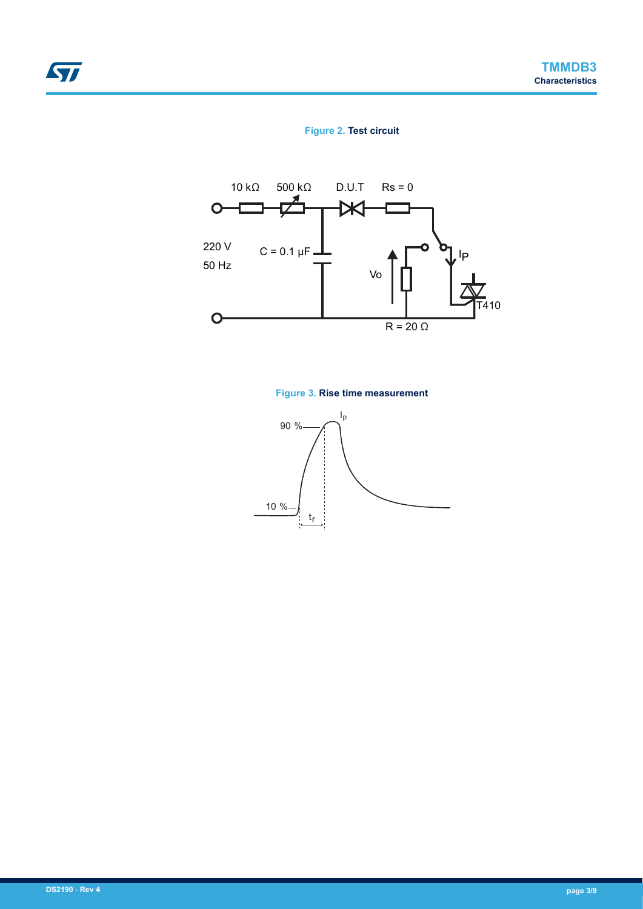Figure 2. **Test circuit**

Figure 3. **Rise time measurement**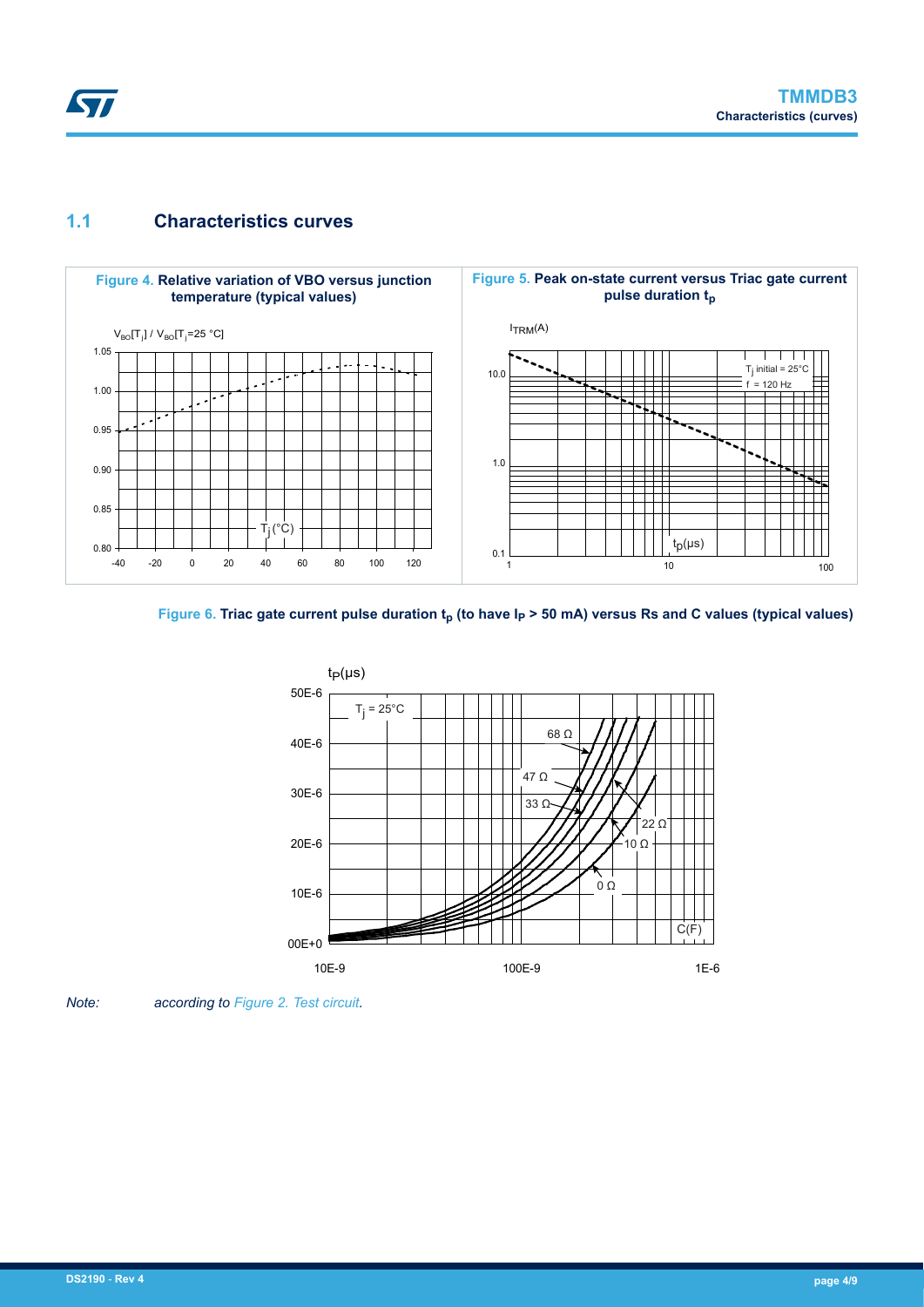## 1.1 Characteristics curves

**Figure 4.** Relative variation of VBO versus junction temperature (typical values)

**Figure 5.** Peak on-state current versus Triac gate current pulse duration $t_p$

**Figure 6.** Triac gate current pulse duration $t_p$ (to have $I_P$ > 50 mA) versus Rs and C values (typical values)

*Note:* *according to Figure 2. Test circuit.*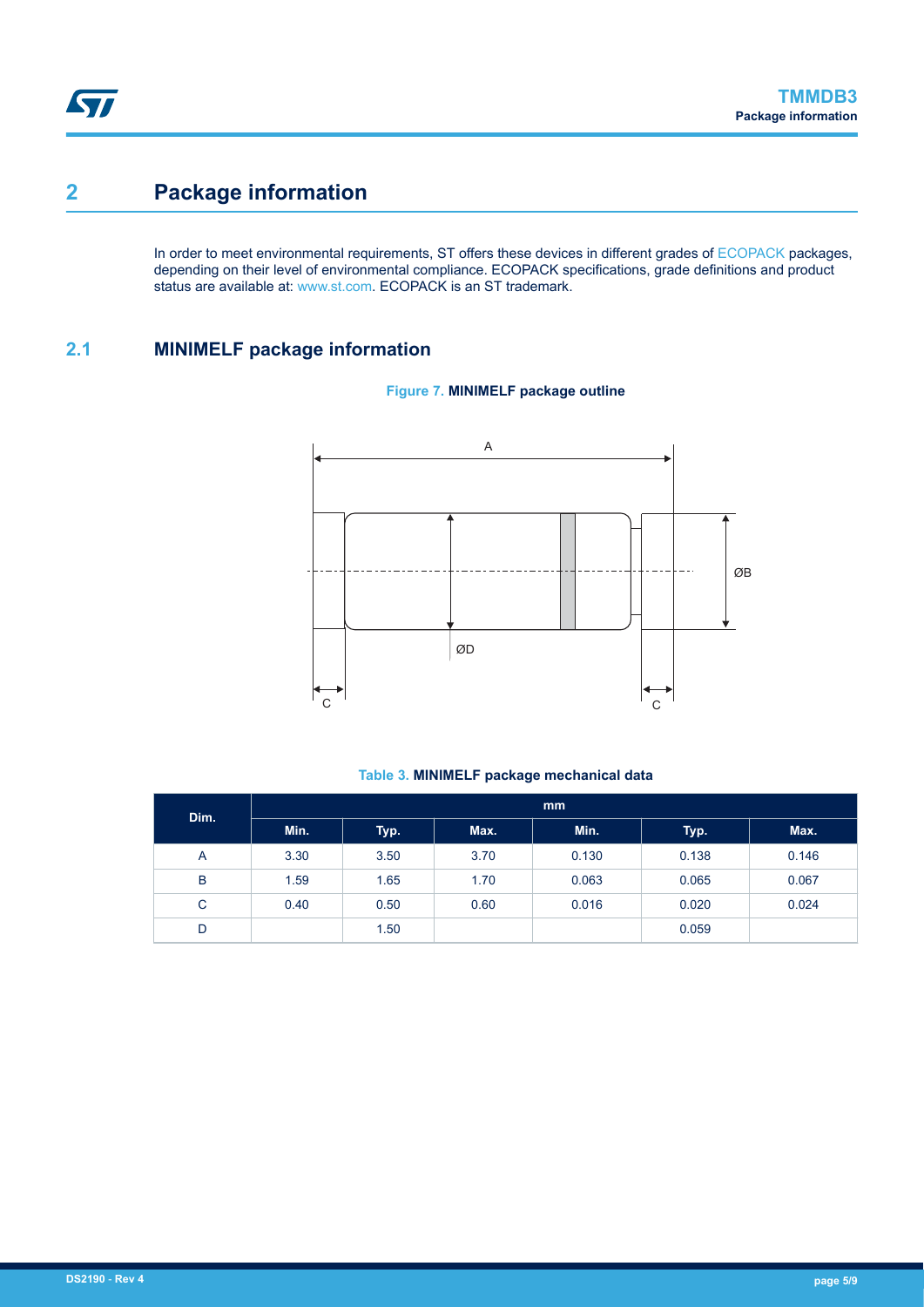## 2 Package information

In order to meet environmental requirements, ST offers these devices in different grades of ECOPACK packages, depending on their level of environmental compliance. ECOPACK specifications, grade definitions and product status are available at: www.st.com. ECOPACK is an ST trademark.

### 2.1 MINIMELF package information

**Figure 7. MINIMELF package outline**

**Table 3. MINIMELF package mechanical data**

| Dim. | mm | | | inches | | |
|---|---|---|---|---|---|---|
| | Min. | Typ. | Max. | Min. | Typ. | Max. |
| A | 3.30 | 3.50 | 3.70 | 0.130 | 0.138 | 0.146 |
| B | 1.59 | 1.65 | 1.70 | 0.063 | 0.065 | 0.067 |
| C | 0.40 | 0.50 | 0.60 | 0.016 | 0.020 | 0.024 |
| D | | 1.50 | | | 0.059 | |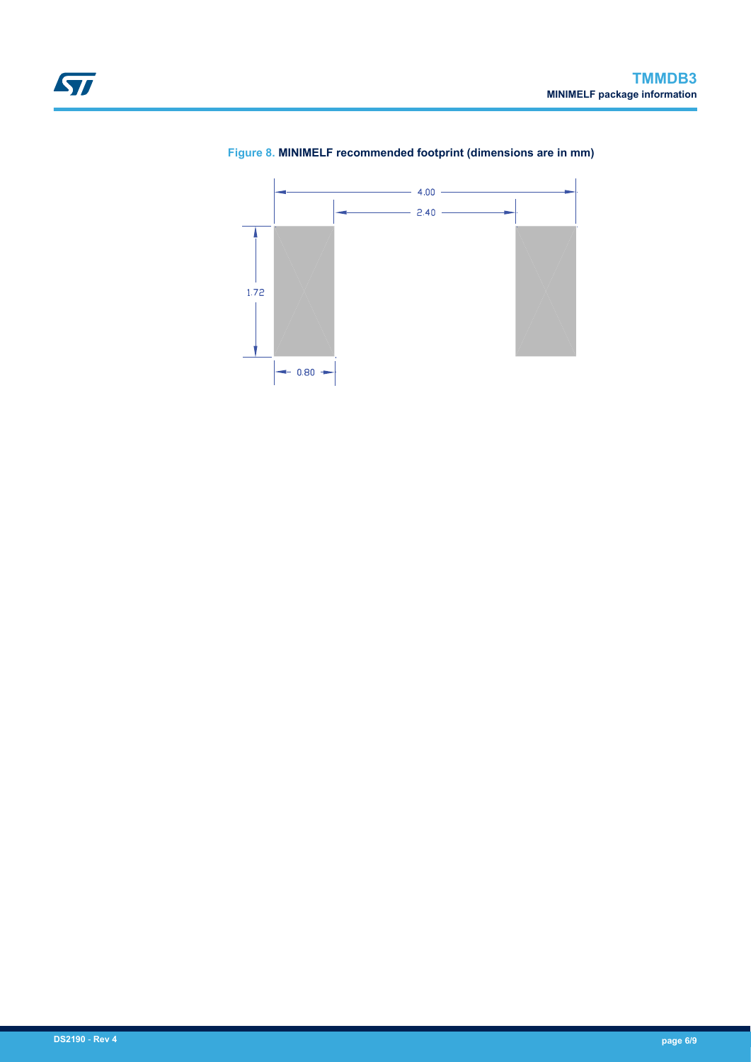**Figure 8. MINIMELF recommended footprint (dimensions are in mm)**

4.00

2.40

1.72

0.80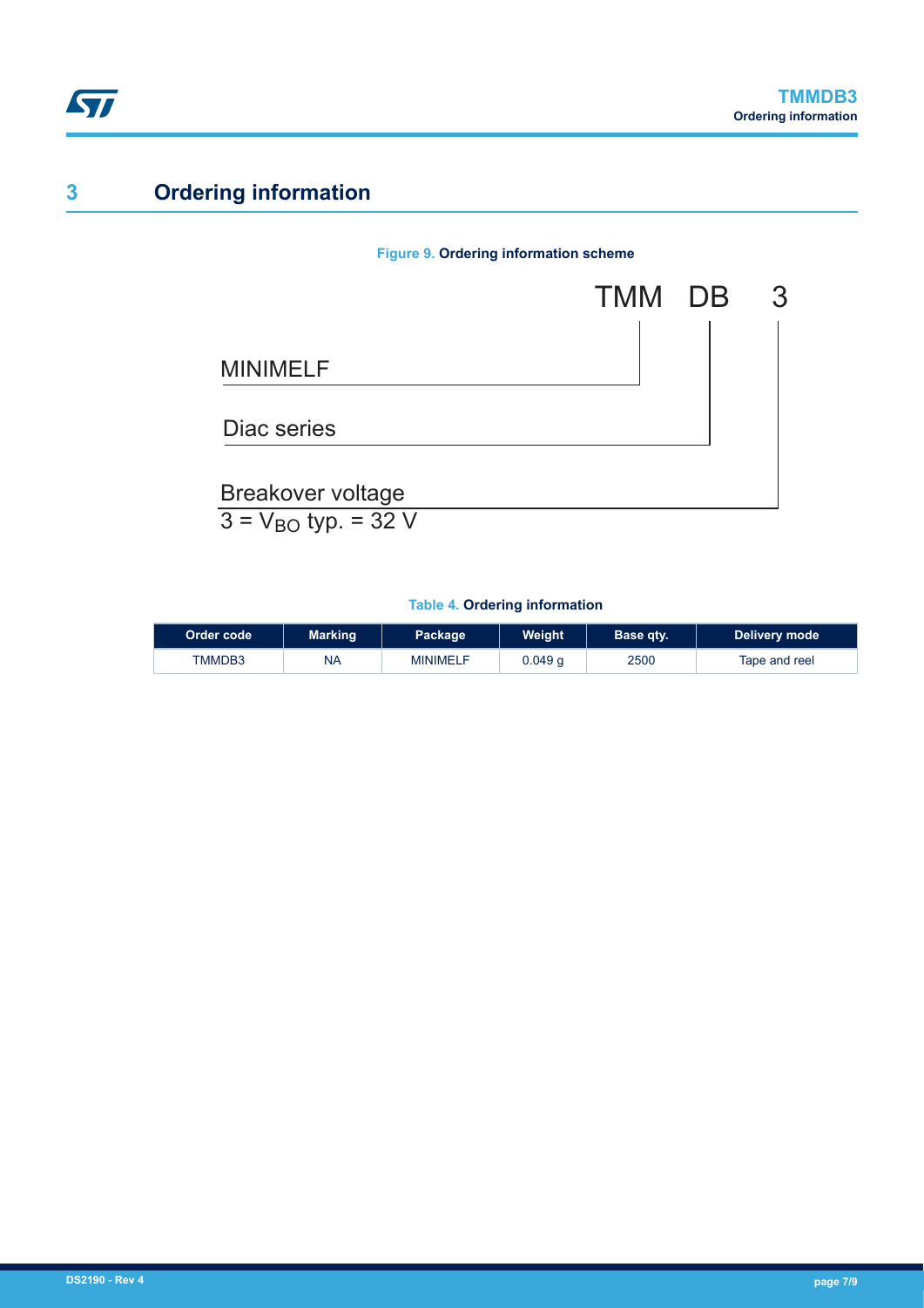## 3 Ordering information

**Figure 9. Ordering information scheme**

TMM DB 3

MINIMELF

Diac series

Breakover voltage

3 = $V_{BO}$ typ. = 32 V

**Table 4. Ordering information**

| Order code | Marking | Package | Weight | Base qty. | Delivery mode |
|---|---|---|---|---|---|
| TMMDB3 | NA | MINIMELF | 0.049 g | 2500 | Tape and reel |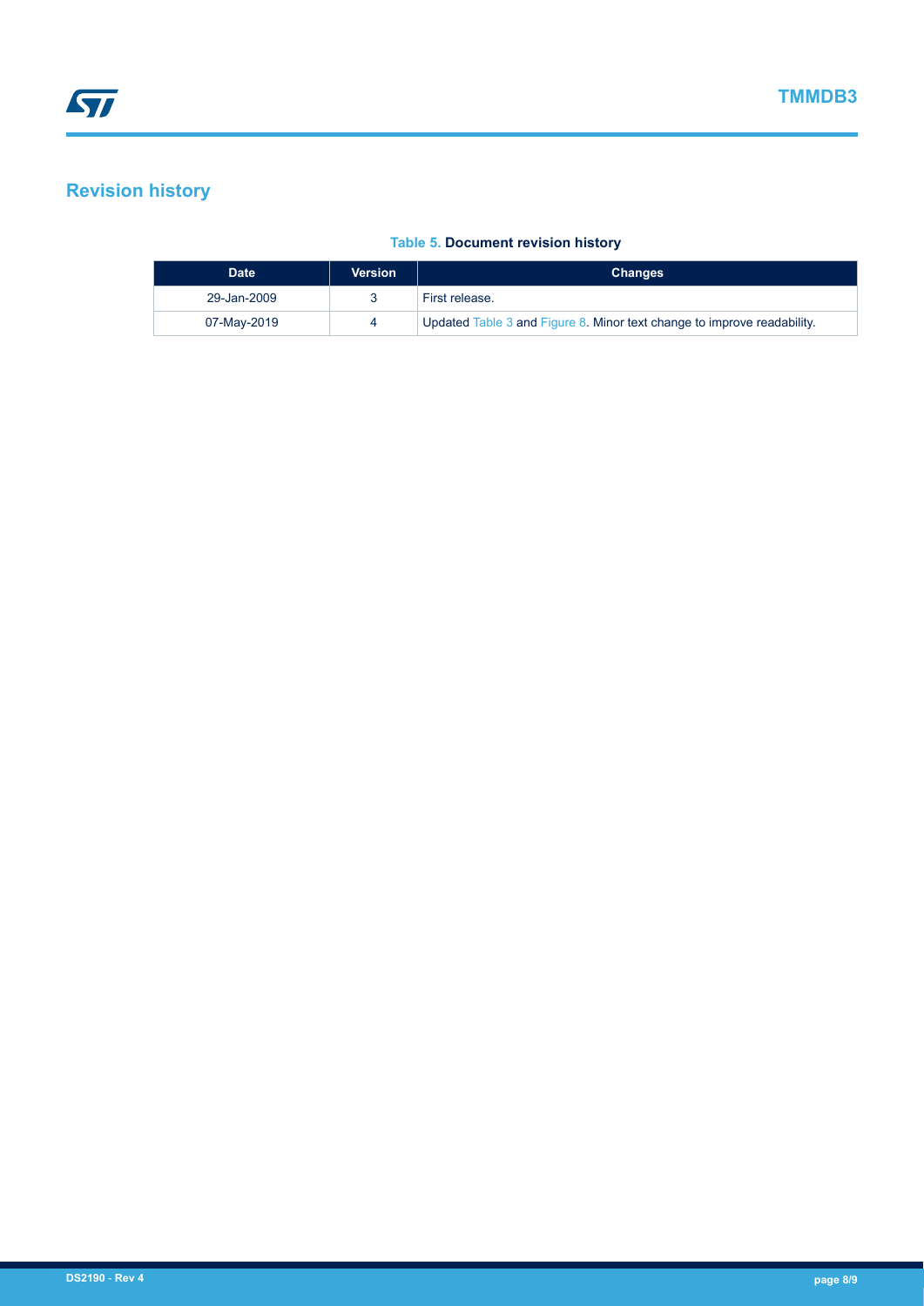# Revision history

**Table 5. Document revision history**

| Date | Version | Changes |
|---|---|---|
| 29-Jan-2009 | 3 | First release. |
| 07-May-2019 | 4 | Updated Table 3 and Figure 8. Minor text change to improve readability. |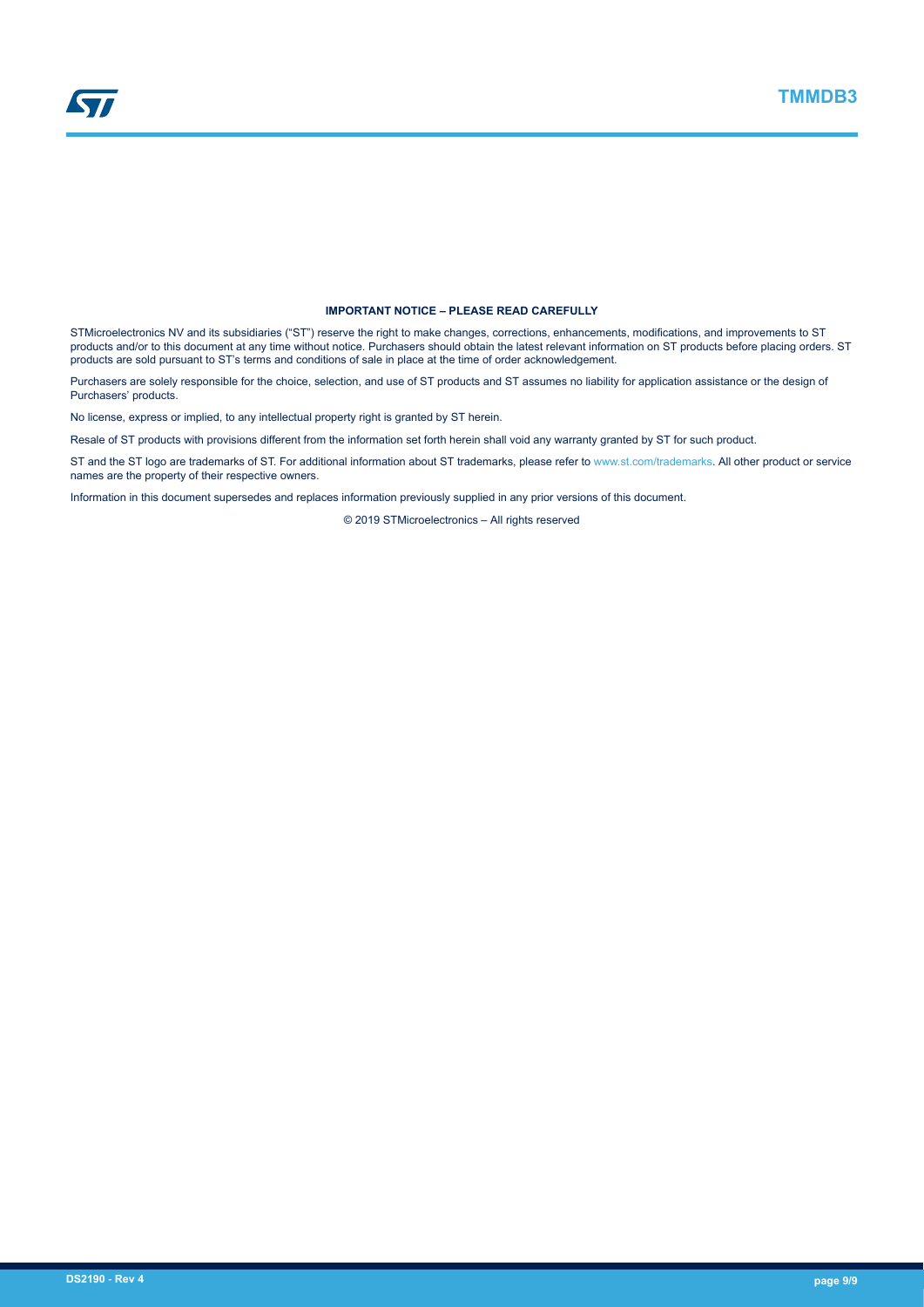**IMPORTANT NOTICE – PLEASE READ CAREFULLY**

STMicroelectronics NV and its subsidiaries ("ST") reserve the right to make changes, corrections, enhancements, modifications, and improvements to ST products and/or to this document at any time without notice. Purchasers should obtain the latest relevant information on ST products before placing orders. ST products are sold pursuant to ST's terms and conditions of sale in place at the time of order acknowledgement.

Purchasers are solely responsible for the choice, selection, and use of ST products and ST assumes no liability for application assistance or the design of Purchasers' products.

No license, express or implied, to any intellectual property right is granted by ST herein.

Resale of ST products with provisions different from the information set forth herein shall void any warranty granted by ST for such product.

ST and the ST logo are trademarks of ST. For additional information about ST trademarks, please refer to www.st.com/trademarks. All other product or service names are the property of their respective owners.

Information in this document supersedes and replaces information previously supplied in any prior versions of this document.

© 2019 STMicroelectronics – All rights reserved